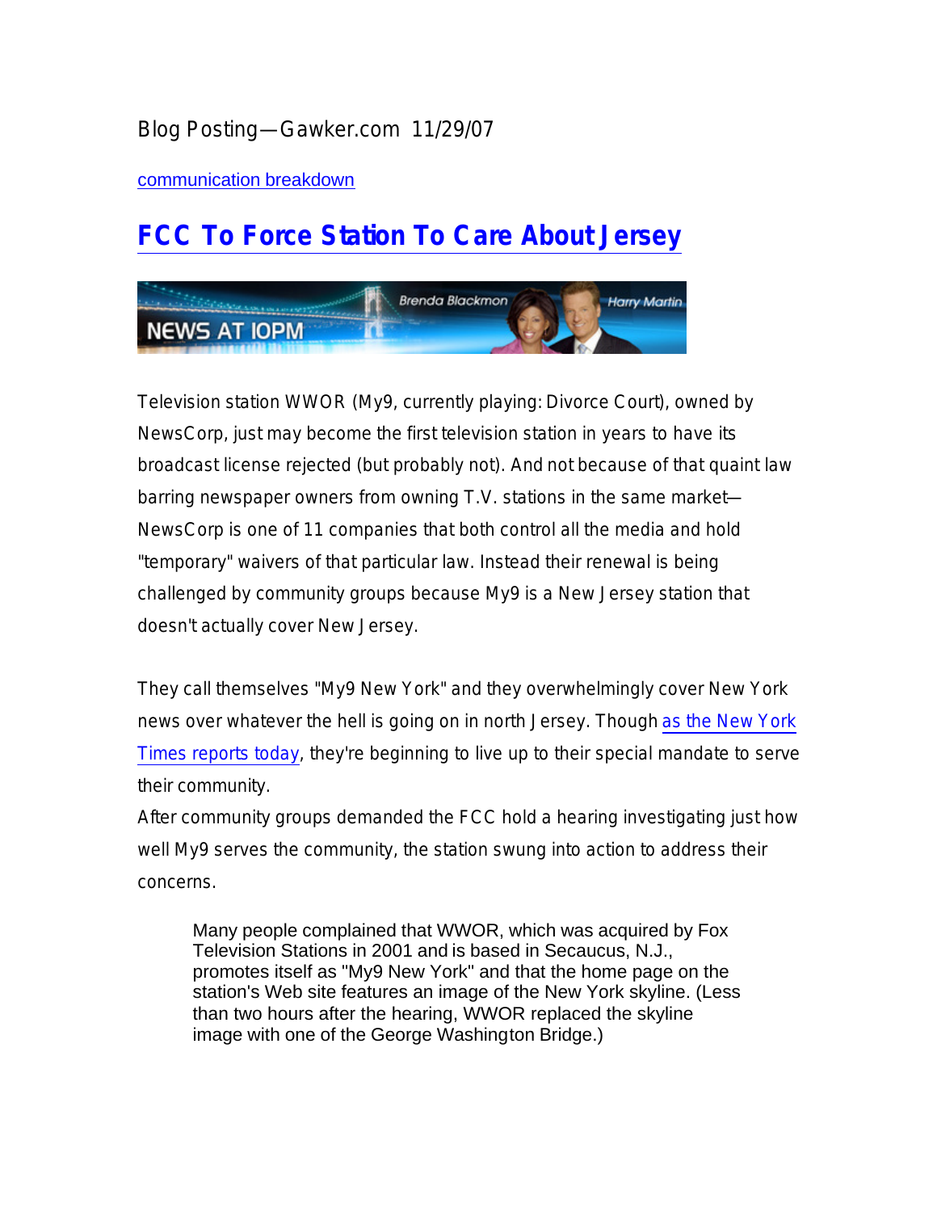Blog Posting—Gawker.com 11/29/07

communication breakdown

# FCC To Force Station To Care About Jersey

Television station WWOR (My9, currently playing: Divorce Court), owned by NewsCorp, just may become the first television station in years to have its broadcast license rejected (but probably not). And not because of that quaint law barring newspaper owners from owning T.V. stations in the same market—NewsCorp is one of 11 companies that both control all the media and hold "temporary" waivers of that particular law. Instead their renewal is being challenged by community groups because My9 is a New Jersey station that doesn't actually cover New Jersey.

They call themselves "My9 New York" and they overwhelmingly cover New York news over whatever the hell is going on in north Jersey. Though as the New York Times reports today, they're beginning to live up to their special mandate to serve their community.

After community groups demanded the FCC hold a hearing investigating just how well My9 serves the community, the station swung into action to address their concerns.

> Many people complained that WWOR, which was acquired by Fox Television Stations in 2001 and is based in Secaucus, N.J., promotes itself as "My9 New York" and that the home page on the station's Web site features an image of the New York skyline. (Less than two hours after the hearing, WWOR replaced the skyline image with one of the George Washington Bridge.)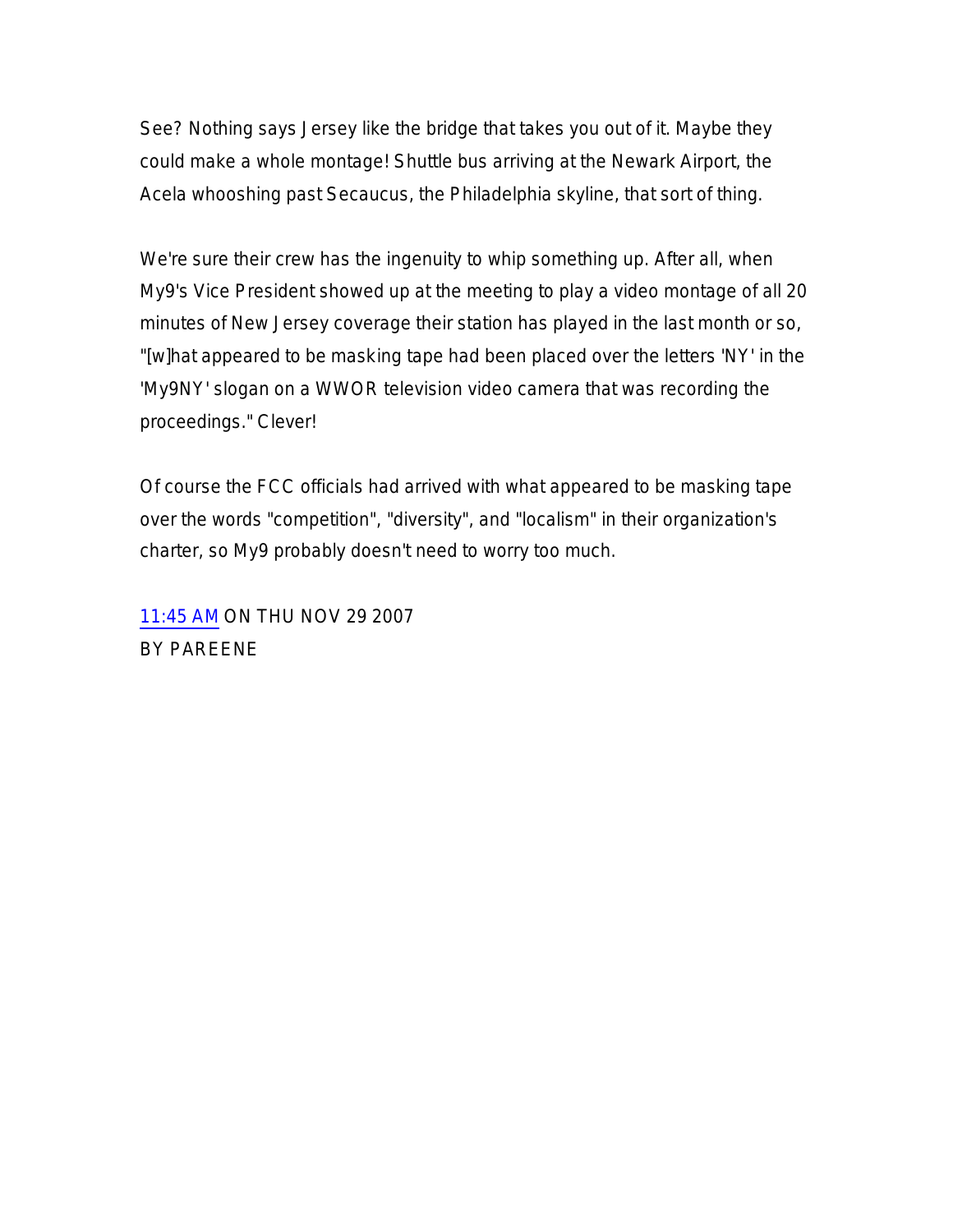See? Nothing says Jersey like the bridge that takes you out of it. Maybe they could make a whole montage! Shuttle bus arriving at the Newark Airport, the Acela whooshing past Secaucus, the Philadelphia skyline, that sort of thing.

We're sure their crew has the ingenuity to whip something up. After all, when My9's Vice President showed up at the meeting to play a video montage of all 20 minutes of New Jersey coverage their station has played in the last month or so, "[w]hat appeared to be masking tape had been placed over the letters 'NY' in the 'My9NY' slogan on a WWOR television video camera that was recording the proceedings." Clever!

Of course the FCC officials had arrived with what appeared to be masking tape over the words "competition", "diversity", and "localism" in their organization's charter, so My9 probably doesn't need to worry too much.

11:45 AM ON THU NOV 29 2007
BY PAREENE